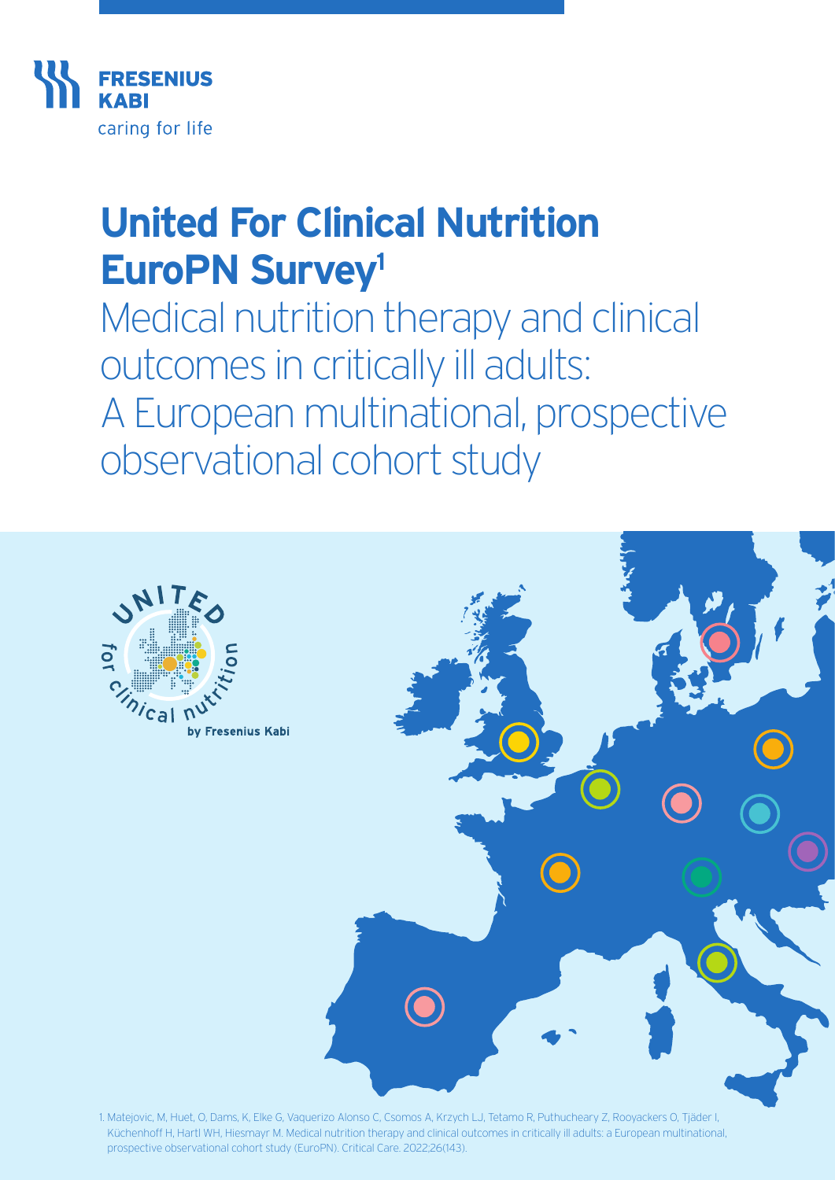FRESENIUS KABI

caring for life

# United For Clinical Nutrition EuroPN Survey[1]

## Medical nutrition therapy and clinical outcomes in critically ill adults: A European multinational, prospective observational cohort study

UNITED for clinical nutrition

by Fresenius Kabi

1. Matejovic, M, Huet, O, Dams, K, Elke G, Vaquerizo Alonso C, Csomos A, Krzych LJ, Tetamo R, Puthucheary Z, Rooyackers O, Tjäder I, Küchenhoff H, Hartl WH, Hiesmayr M. Medical nutrition therapy and clinical outcomes in critically ill adults: a European multinational, prospective observational cohort study (EuroPN). Critical Care. 2022;26(143).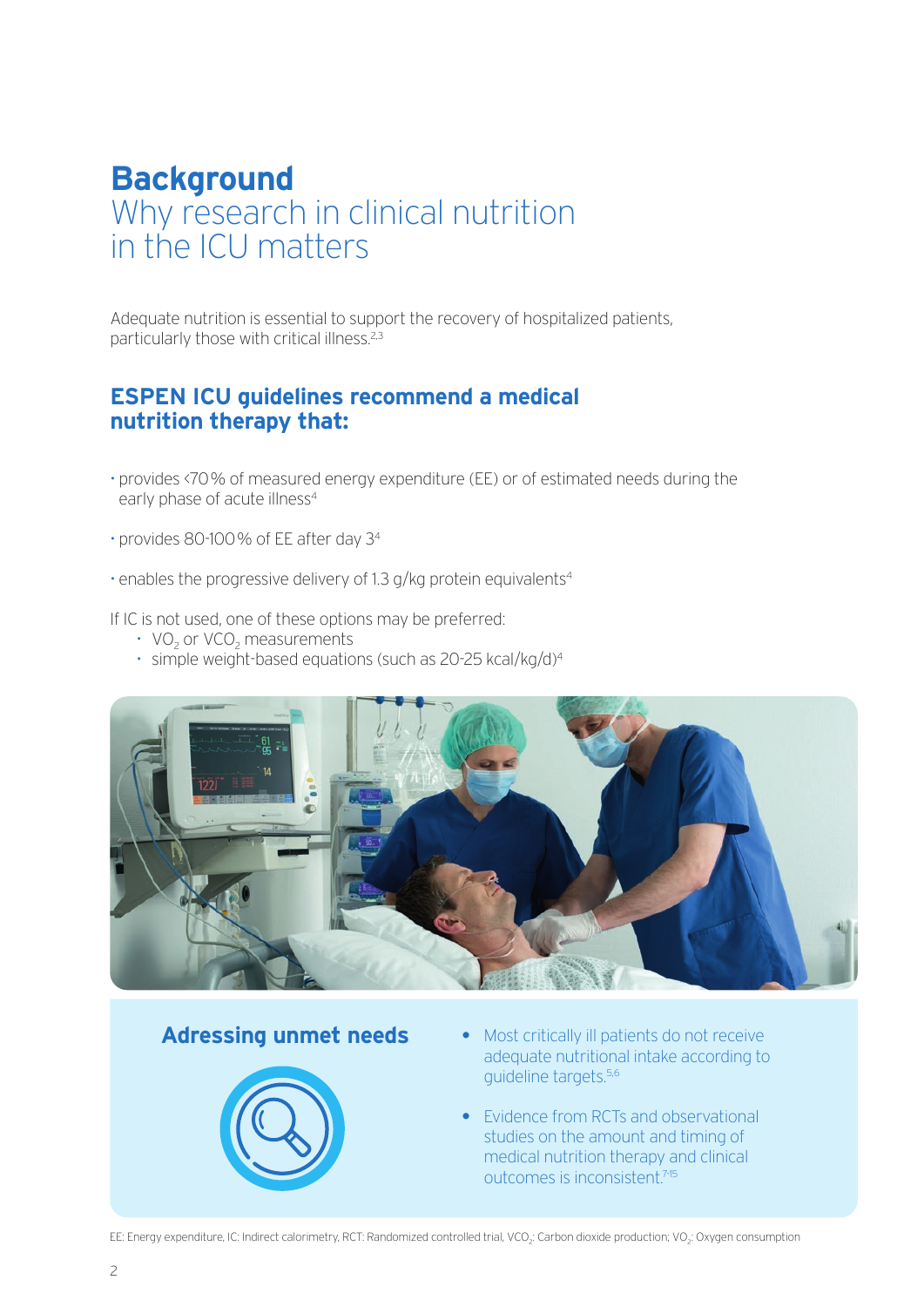# Background

## Why research in clinical nutrition in the ICU matters

Adequate nutrition is essential to support the recovery of hospitalized patients, particularly those with critical illness.[2,3]

### ESPEN ICU guidelines recommend a medical nutrition therapy that:

- provides <70% of measured energy expenditure (EE) or of estimated needs during the early phase of acute illness[4]
- provides 80-100% of EE after day 3[4]
- enables the progressive delivery of 1.3 g/kg protein equivalents[4]

If IC is not used, one of these options may be preferred:

- $VO_2$ or $VCO_2$ measurements
- simple weight-based equations (such as 20-25 kcal/kg/d)[4]

### Adressing unmet needs

- Most critically ill patients do not receive adequate nutritional intake according to guideline targets.[5,6]
- Evidence from RCTs and observational studies on the amount and timing of medical nutrition therapy and clinical outcomes is inconsistent.[7-15]

EE: Energy expenditure, IC: Indirect calorimetry, RCT: Randomized controlled trial, $VCO_2$: Carbon dioxide production; $VO_2$: Oxygen consumption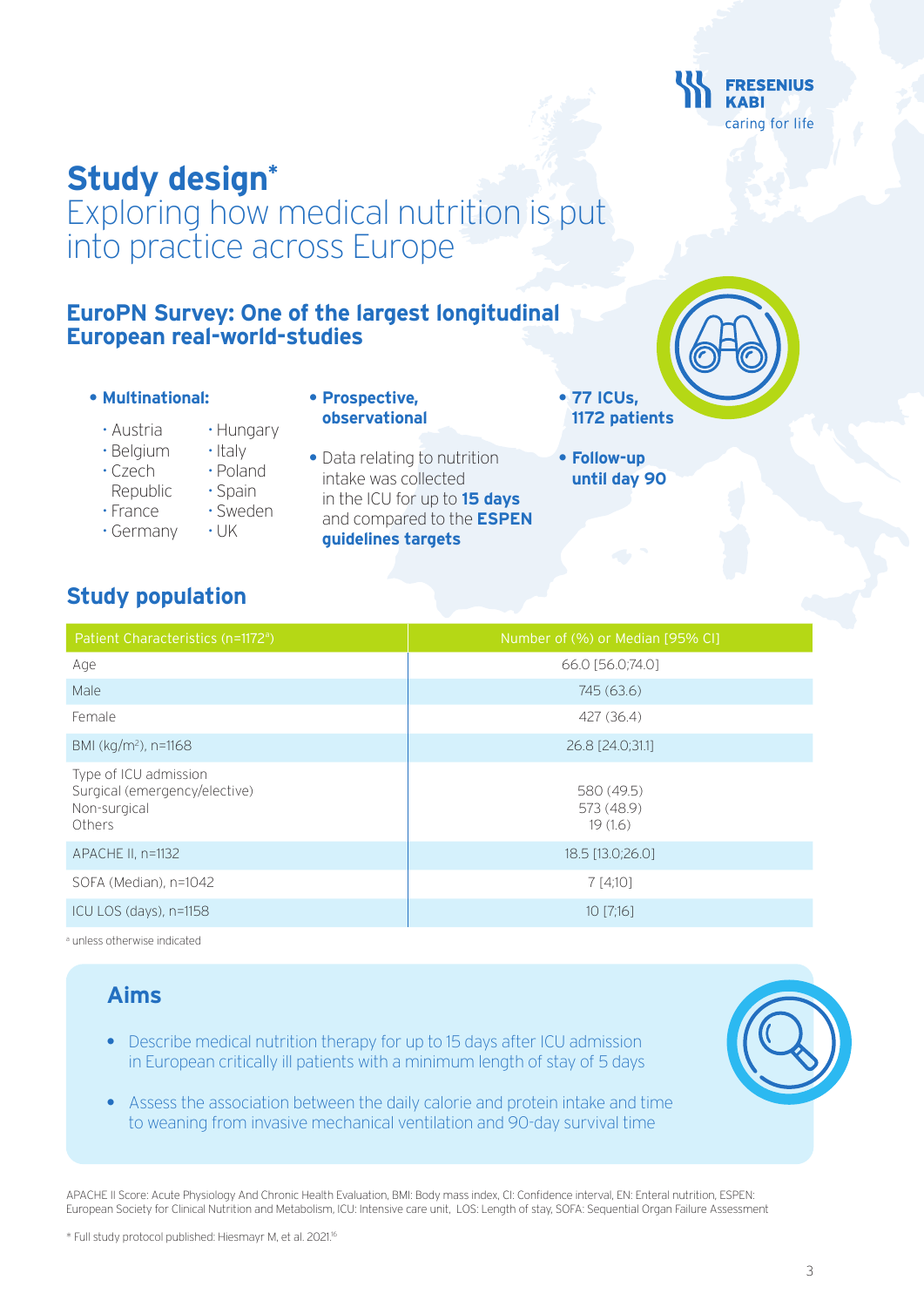# Study design*

Exploring how medical nutrition is put into practice across Europe

## EuroPN Survey: One of the largest longitudinal European real-world-studies

- **Multinational:**
  - Austria
  - Belgium
  - Czech Republic
  - France
  - Germany
  - Hungary
  - Italy
  - Poland
  - Spain
  - Sweden
  - UK
- **Prospective, observational**
- Data relating to nutrition intake was collected in the ICU for up to **15 days** and compared to the **ESPEN guidelines targets**
- **77 ICUs, 1172 patients**
- **Follow-up until day 90**

## Study population

| Patient Characteristics (n=1172[a]) | Number of (%) or Median [95% CI] |
|---|---|
| Age | 66.0 [56.0;74.0] |
| Male | 745 (63.6) |
| Female | 427 (36.4) |
| BMI (kg/m²), n=1168 | 26.8 [24.0;31.1] |
| Type of ICU admission<br>Surgical (emergency/elective)<br>Non-surgical<br>Others | <br>580 (49.5)<br>573 (48.9)<br>19 (1.6) |
| APACHE II, n=1132 | 18.5 [13.0;26.0] |
| SOFA (Median), n=1042 | 7 [4;10] |
| ICU LOS (days), n=1158 | 10 [7;16] |

[a] unless otherwise indicated

## Aims

- Describe medical nutrition therapy for up to 15 days after ICU admission in European critically ill patients with a minimum length of stay of 5 days
- Assess the association between the daily calorie and protein intake and time to weaning from invasive mechanical ventilation and 90-day survival time

APACHE II Score: Acute Physiology And Chronic Health Evaluation, BMI: Body mass index, CI: Confidence interval, EN: Enteral nutrition, ESPEN: European Society for Clinical Nutrition and Metabolism, ICU: Intensive care unit, LOS: Length of stay, SOFA: Sequential Organ Failure Assessment

\* Full study protocol published: Hiesmayr M, et al. 2021.[16]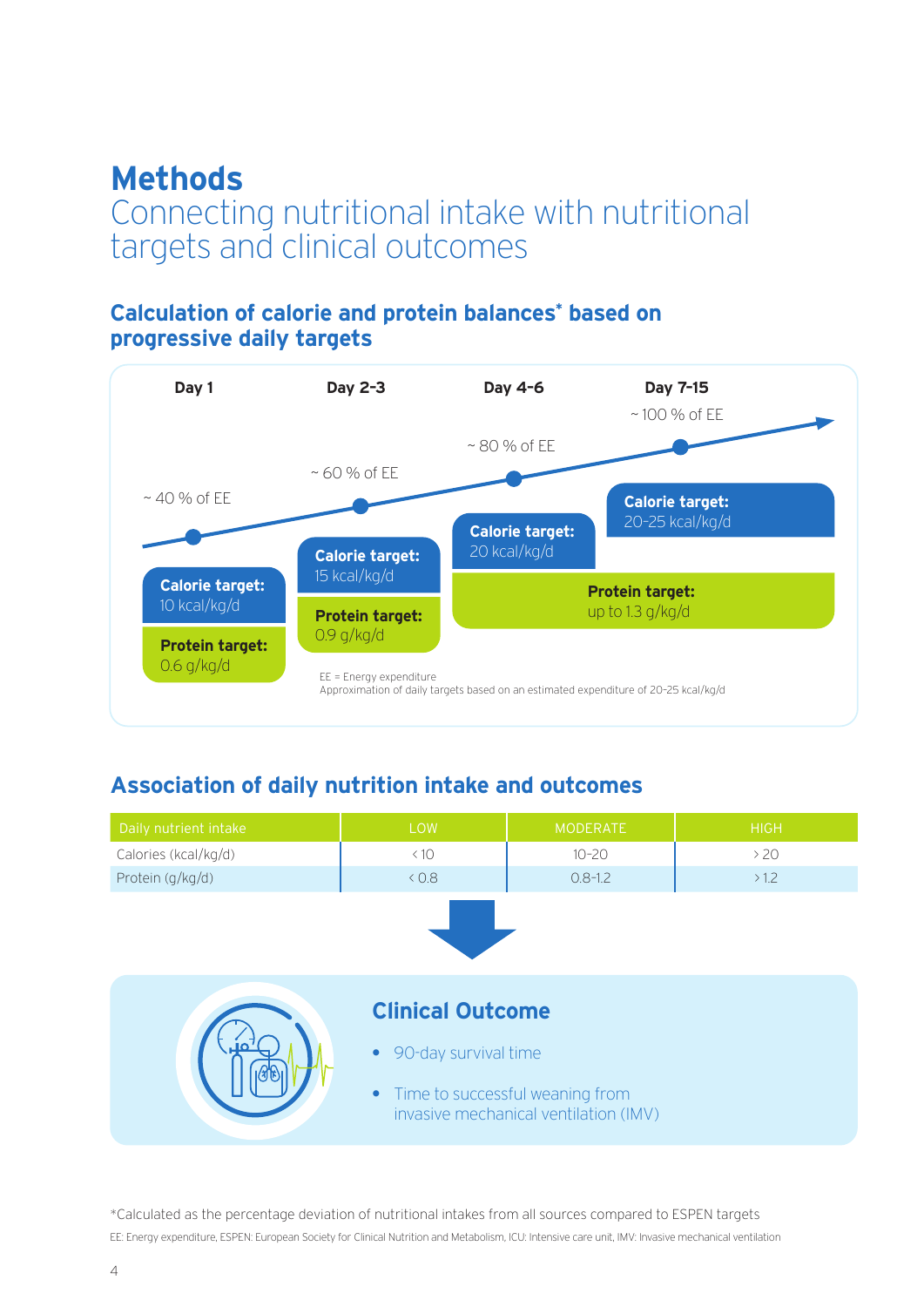# Methods

## Connecting nutritional intake with nutritional targets and clinical outcomes

### Calculation of calorie and protein balances* based on progressive daily targets

| | Day 1 | Day 2-3 | Day 4-6 | Day 7-15 |
|---|---|---|---|---|
| Energy expenditure | ~ 40 % of EE | ~ 60 % of EE | ~ 80 % of EE | ~ 100 % of EE |
| **Calorie target:** | 10 kcal/kg/d | 15 kcal/kg/d | 20 kcal/kg/d | 20-25 kcal/kg/d |
| **Protein target:** | 0.6 g/kg/d | 0.9 g/kg/d | up to 1.3 g/kg/d | up to 1.3 g/kg/d |

EE = Energy expenditure
Approximation of daily targets based on an estimated expenditure of 20-25 kcal/kg/d

### Association of daily nutrition intake and outcomes

| Daily nutrient intake | LOW | MODERATE | HIGH |
|---|---|---|---|
| Calories (kcal/kg/d) | < 10 | 10-20 | > 20 |
| Protein (g/kg/d) | < 0.8 | 0.8-1.2 | > 1.2 |

### Clinical Outcome

- 90-day survival time
- Time to successful weaning from invasive mechanical ventilation (IMV)

*Calculated as the percentage deviation of nutritional intakes from all sources compared to ESPEN targets

EE: Energy expenditure, ESPEN: European Society for Clinical Nutrition and Metabolism, ICU: Intensive care unit, IMV: Invasive mechanical ventilation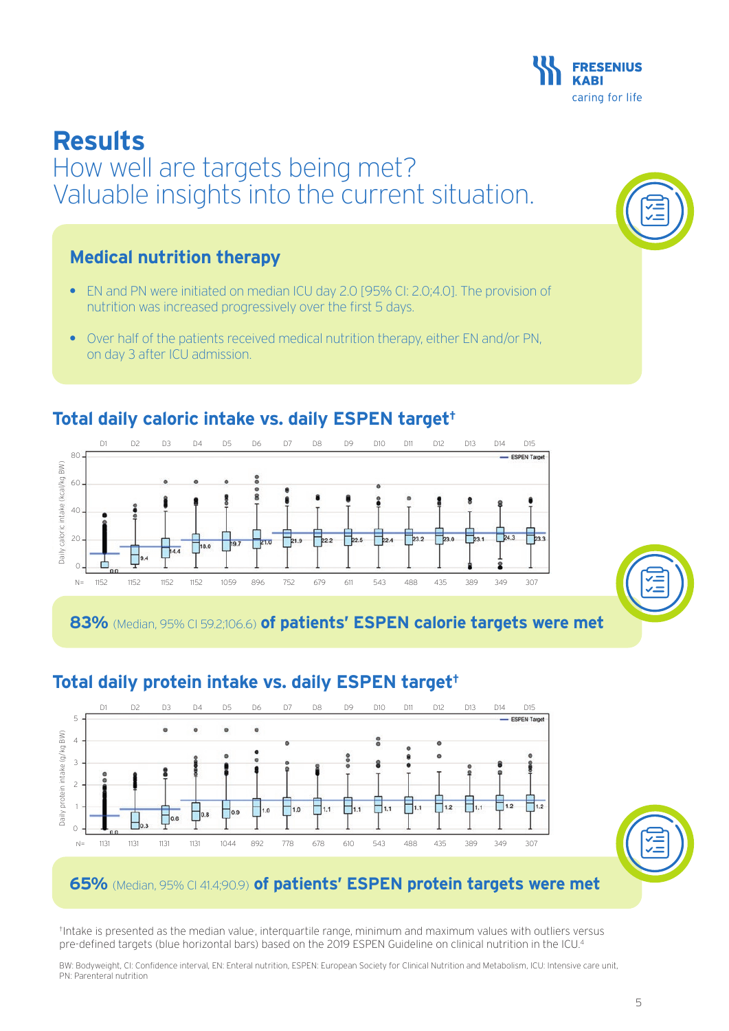# Results

## How well are targets being met? Valuable insights into the current situation.

### Medical nutrition therapy

- EN and PN were initiated on median ICU day 2.0 [95% CI: 2.0;4.0]. The provision of nutrition was increased progressively over the first 5 days.
- Over half of the patients received medical nutrition therapy, either EN and/or PN, on day 3 after ICU admission.

### Total daily caloric intake vs. daily ESPEN target†

| | D1 | D2 | D3 | D4 | D5 | D6 | D7 | D8 | D9 | D10 | D11 | D12 | D13 | D14 | D15 |
|---|---|---|---|---|---|---|---|---|---|---|---|---|---|---|---|
| Median daily caloric intake (kcal/kg BW) | 0.0 | 9.4 | 14.4 | 18.0 | 19.7 | 21.0 | 21.9 | 22.2 | 22.5 | 22.4 | 23.2 | 23.0 | 23.1 | 24.3 | 23.3 |
| N= | 1152 | 1152 | 1152 | 1152 | 1059 | 896 | 752 | 679 | 611 | 543 | 488 | 435 | 389 | 349 | 307 |

**83%** (Median, 95% CI 59.2;106.6) **of patients' ESPEN calorie targets were met**

### Total daily protein intake vs. daily ESPEN target†

| | D1 | D2 | D3 | D4 | D5 | D6 | D7 | D8 | D9 | D10 | D11 | D12 | D13 | D14 | D15 |
|---|---|---|---|---|---|---|---|---|---|---|---|---|---|---|---|
| Median daily protein intake (g/kg BW) | 0.0 | 0.3 | 0.6 | 0.8 | 0.9 | 1.0 | 1.0 | 1.1 | 1.1 | 1.1 | 1.1 | 1.2 | 1.1 | 1.2 | 1.2 |
| N= | 1131 | 1131 | 1131 | 1131 | 1044 | 892 | 778 | 678 | 610 | 543 | 488 | 435 | 389 | 349 | 307 |

**65%** (Median, 95% CI 41.4;90.9) **of patients' ESPEN protein targets were met**

†Intake is presented as the median value, interquartile range, minimum and maximum values with outliers versus pre-defined targets (blue horizontal bars) based on the 2019 ESPEN Guideline on clinical nutrition in the ICU.[4]

BW: Bodyweight, CI: Confidence interval, EN: Enteral nutrition, ESPEN: European Society for Clinical Nutrition and Metabolism, ICU: Intensive care unit, PN: Parenteral nutrition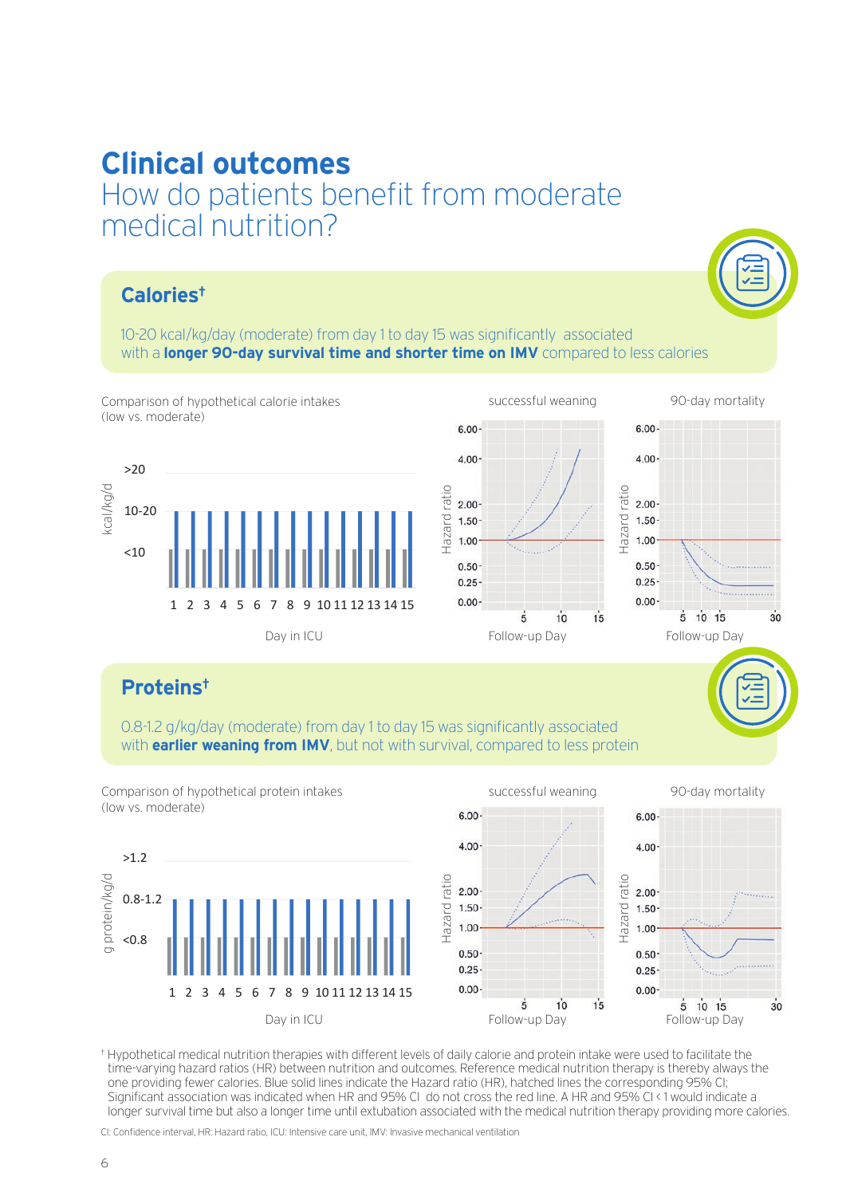# Clinical outcomes

## How do patients benefit from moderate medical nutrition?

### Calories†

10-20 kcal/kg/day (moderate) from day 1 to day 15 was significantly associated with a **longer 90-day survival time and shorter time on IMV** compared to less calories

Comparison of hypothetical calorie intakes (low vs. moderate)

successful weaning

90-day mortality

### Proteins†

0.8-1.2 g/kg/day (moderate) from day 1 to day 15 was significantly associated with **earlier weaning from IMV**, but not with survival, compared to less protein

Comparison of hypothetical protein intakes (low vs. moderate)

successful weaning

90-day mortality

† Hypothetical medical nutrition therapies with different levels of daily calorie and protein intake were used to facilitate the time-varying hazard ratios (HR) between nutrition and outcomes. Reference medical nutrition therapy is thereby always the one providing fewer calories. Blue solid lines indicate the Hazard ratio (HR), hatched lines the corresponding 95% CI; Significant association was indicated when HR and 95% CI do not cross the red line. A HR and 95% CI < 1 would indicate a longer survival time but also a longer time until extubation associated with the medical nutrition therapy providing more calories.

CI: Confidence interval, HR: Hazard ratio, ICU: Intensive care unit, IMV: Invasive mechanical ventilation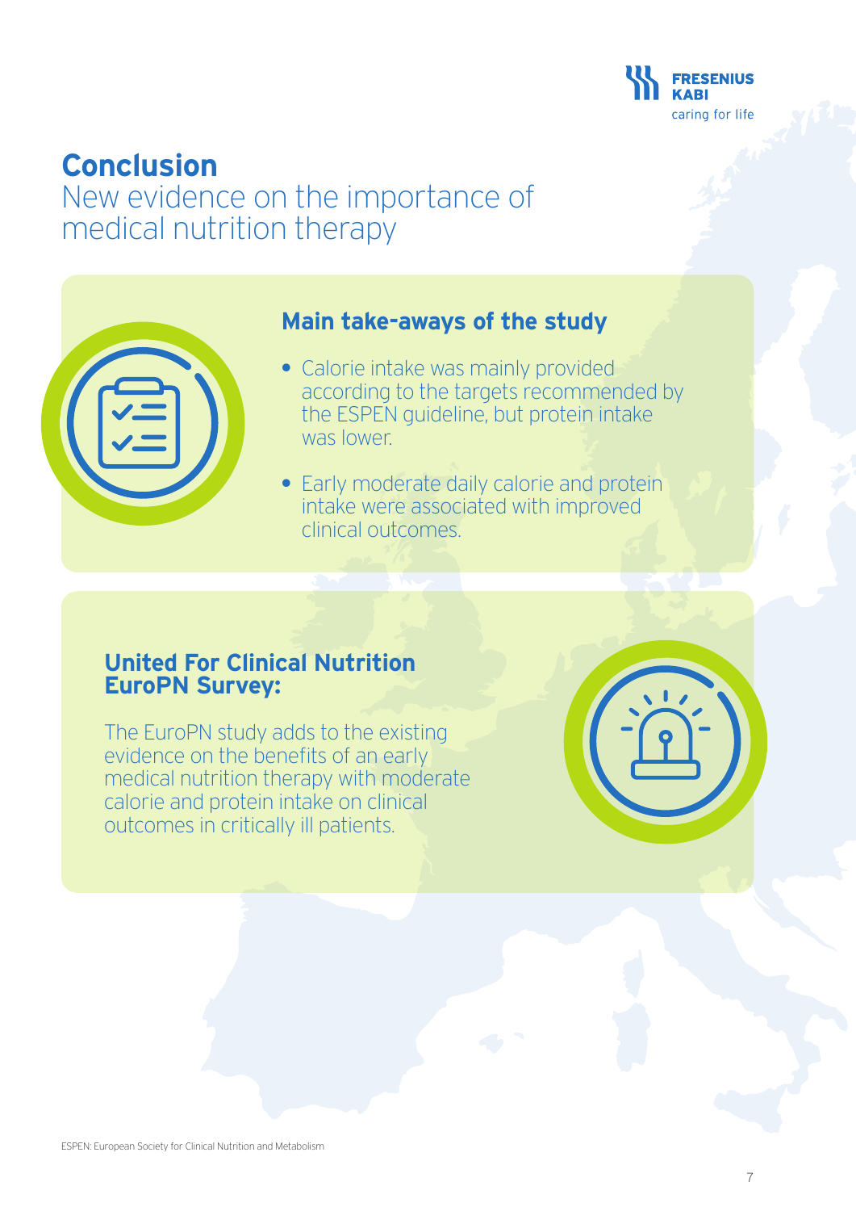# Conclusion

New evidence on the importance of medical nutrition therapy

## Main take-aways of the study

- Calorie intake was mainly provided according to the targets recommended by the ESPEN guideline, but protein intake was lower.
- Early moderate daily calorie and protein intake were associated with improved clinical outcomes.

## United For Clinical Nutrition EuroPN Survey:

The EuroPN study adds to the existing evidence on the benefits of an early medical nutrition therapy with moderate calorie and protein intake on clinical outcomes in critically ill patients.

ESPEN: European Society for Clinical Nutrition and Metabolism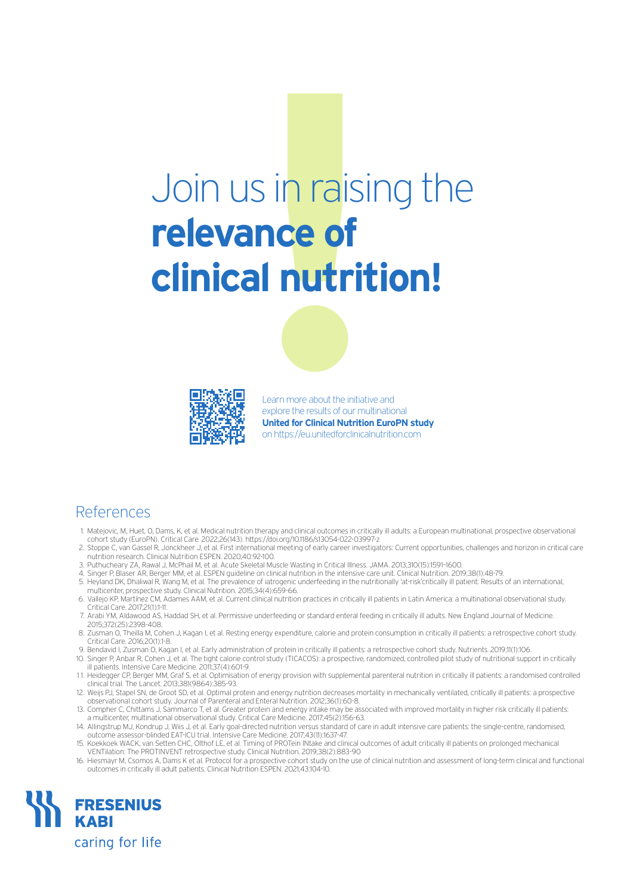# Join us in raising the **relevance of clinical nutrition!**

Learn more about the initiative and explore the results of our multinational **United for Clinical Nutrition EuroPN study** on https://eu.unitedforclinicalnutrition.com

## References

1. Matejovic, M, Huet, O, Dams, K, et al. Medical nutrition therapy and clinical outcomes in critically ill adults: a European multinational, prospective observational cohort study (EuroPN). Critical Care. 2022;26(143). https://doi.org/10.1186/s13054-022-03997-z
2. Stoppe C, van Gassel R, Jonckheer J, et al. First international meeting of early career investigators: Current opportunities, challenges and horizon in critical care nutrition research. Clinical Nutrition ESPEN. 2020;40:92-100.
3. Puthucheary ZA, Rawal J, McPhail M, et al. Acute Skeletal Muscle Wasting in Critical Illness. JAMA. 2013;310(15):1591–1600.
4. Singer P, Blaser AR, Berger MM, et al. ESPEN guideline on clinical nutrition in the intensive care unit. Clinical Nutrition. 2019;38(1):48-79.
5. Heyland DK, Dhaliwal R, Wang M, et al. The prevalence of iatrogenic underfeeding in the nutritionally 'at-risk'critically ill patient: Results of an international, multicenter, prospective study. Clinical Nutrition. 2015;34(4):659-66.
6. Vallejo KP, Martínez CM, Adames AAM, et al. Current clinical nutrition practices in critically ill patients in Latin America: a multinational observational study. Critical Care. 2017;21(1):1-11.
7. Arabi YM, Aldawood AS, Haddad SH, et al. Permissive underfeeding or standard enteral feeding in critically ill adults. New England Journal of Medicine. 2015;372(25):2398-408.
8. Zusman O, Theilla M, Cohen J, Kagan I, et al. Resting energy expenditure, calorie and protein consumption in critically ill patients: a retrospective cohort study. Critical Care. 2016;20(1):1-8.
9. Bendavid I, Zusman O, Kagan I, et al. Early administration of protein in critically ill patients: a retrospective cohort study. Nutrients. 2019;11(1):106.
10. Singer P, Anbar R, Cohen J, et al. The tight calorie control study (TICACOS): a prospective, randomized, controlled pilot study of nutritional support in critically ill patients. Intensive Care Medicine. 2011;37(4):601-9.
11. Heidegger CP, Berger MM, Graf S, et al. Optimisation of energy provision with supplemental parenteral nutrition in critically ill patients: a randomised controlled clinical trial. The Lancet. 2013;381(9864):385-93.
12. Weijs PJ, Stapel SN, de Groot SD, et al. Optimal protein and energy nutrition decreases mortality in mechanically ventilated, critically ill patients: a prospective observational cohort study. Journal of Parenteral and Enteral Nutrition. 2012;36(1):60-8.
13. Compher C, Chittams J, Sammarco T, et al. Greater protein and energy intake may be associated with improved mortality in higher risk critically ill patients: a multicenter, multinational observational study. Critical Care Medicine. 2017;45(2):156-63.
14. Allingstrup MJ, Kondrup J, Wiis J, et al. Early goal-directed nutrition versus standard of care in adult intensive care patients: the single-centre, randomised, outcome assessor-blinded EAT-ICU trial. Intensive Care Medicine. 2017;43(11):1637-47.
15. Koekkoek WACK, van Setten CHC, Olthof LE, et al. Timing of PROTein INtake and clinical outcomes of adult critically ill patients on prolonged mechanical VENTilation: The PROTINVENT retrospective study. Clinical Nutrition. 2019;38(2):883-90
16. Hiesmayr M, Csomos A, Dams K et al. Protocol for a prospective cohort study on the use of clinical nutrition and assessment of long-term clinical and functional outcomes in critically ill adult patients. Clinical Nutrition ESPEN. 2021;43:104-10.

**FRESENIUS KABI**
caring for life